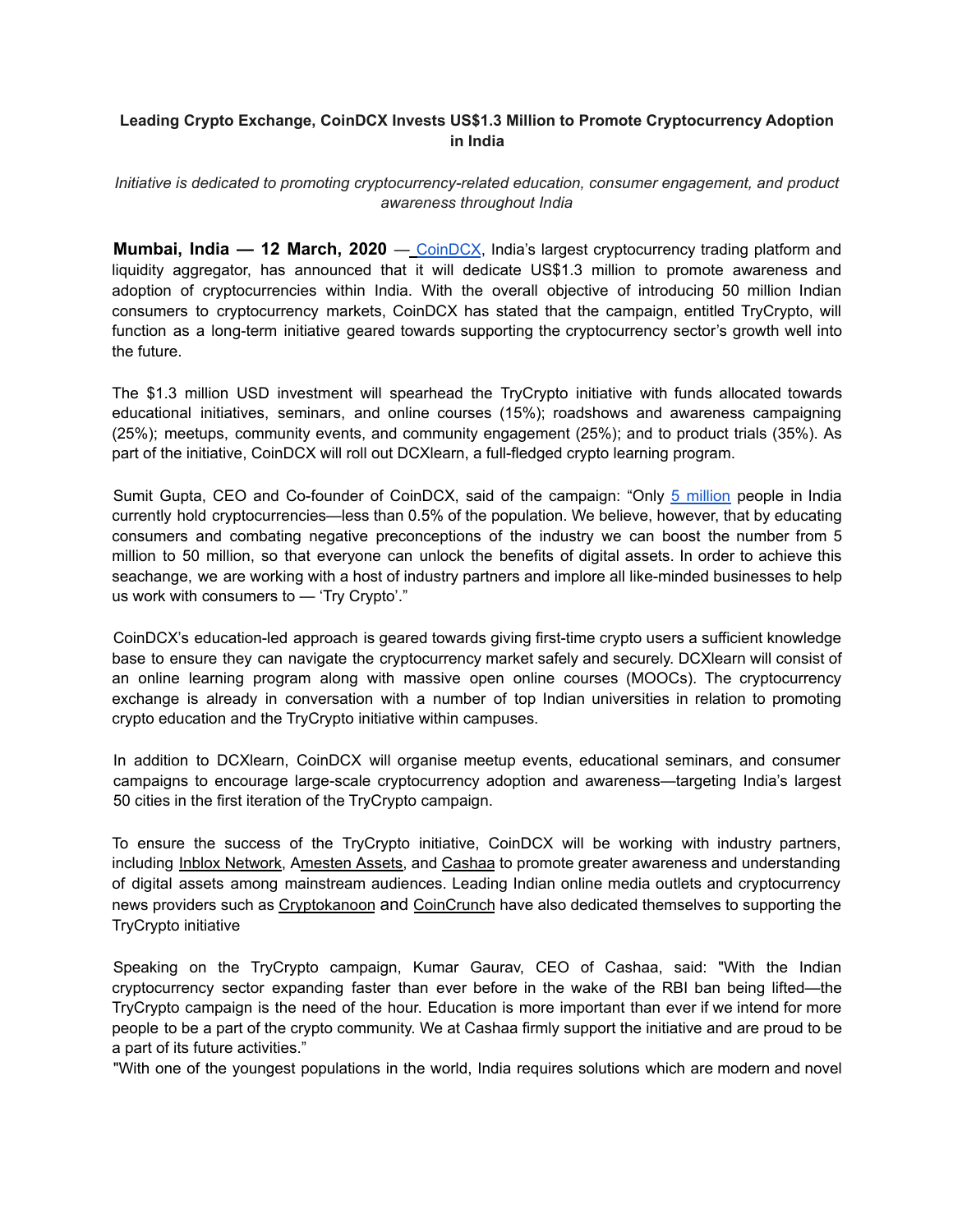**Leading Crypto Exchange, CoinDCX Invests US$1.3 Million to Promote Cryptocurrency Adoption in India**

*Initiative is dedicated to promoting cryptocurrency-related education, consumer engagement, and product awareness throughout India*

**Mumbai, India — 12 March, 2020** — CoinDCX, India's largest cryptocurrency trading platform and liquidity aggregator, has announced that it will dedicate US$1.3 million to promote awareness and adoption of cryptocurrencies within India. With the overall objective of introducing 50 million Indian consumers to cryptocurrency markets, CoinDCX has stated that the campaign, entitled TryCrypto, will function as a long-term initiative geared towards supporting the cryptocurrency sector's growth well into the future.

The $1.3 million USD investment will spearhead the TryCrypto initiative with funds allocated towards educational initiatives, seminars, and online courses (15%); roadshows and awareness campaigning (25%); meetups, community events, and community engagement (25%); and to product trials (35%). As part of the initiative, CoinDCX will roll out DCXlearn, a full-fledged crypto learning program.

Sumit Gupta, CEO and Co-founder of CoinDCX, said of the campaign: "Only 5 million people in India currently hold cryptocurrencies—less than 0.5% of the population. We believe, however, that by educating consumers and combating negative preconceptions of the industry we can boost the number from 5 million to 50 million, so that everyone can unlock the benefits of digital assets. In order to achieve this seachange, we are working with a host of industry partners and implore all like-minded businesses to help us work with consumers to — 'Try Crypto'."

CoinDCX's education-led approach is geared towards giving first-time crypto users a sufficient knowledge base to ensure they can navigate the cryptocurrency market safely and securely. DCXlearn will consist of an online learning program along with massive open online courses (MOOCs). The cryptocurrency exchange is already in conversation with a number of top Indian universities in relation to promoting crypto education and the TryCrypto initiative within campuses.

In addition to DCXlearn, CoinDCX will organise meetup events, educational seminars, and consumer campaigns to encourage large-scale cryptocurrency adoption and awareness—targeting India's largest 50 cities in the first iteration of the TryCrypto campaign.

To ensure the success of the TryCrypto initiative, CoinDCX will be working with industry partners, including Inblox Network, Amesten Assets, and Cashaa to promote greater awareness and understanding of digital assets among mainstream audiences. Leading Indian online media outlets and cryptocurrency news providers such as Cryptokanoon and CoinCrunch have also dedicated themselves to supporting the TryCrypto initiative

Speaking on the TryCrypto campaign, Kumar Gaurav, CEO of Cashaa, said: "With the Indian cryptocurrency sector expanding faster than ever before in the wake of the RBI ban being lifted—the TryCrypto campaign is the need of the hour. Education is more important than ever if we intend for more people to be a part of the crypto community. We at Cashaa firmly support the initiative and are proud to be a part of its future activities."

"With one of the youngest populations in the world, India requires solutions which are modern and novel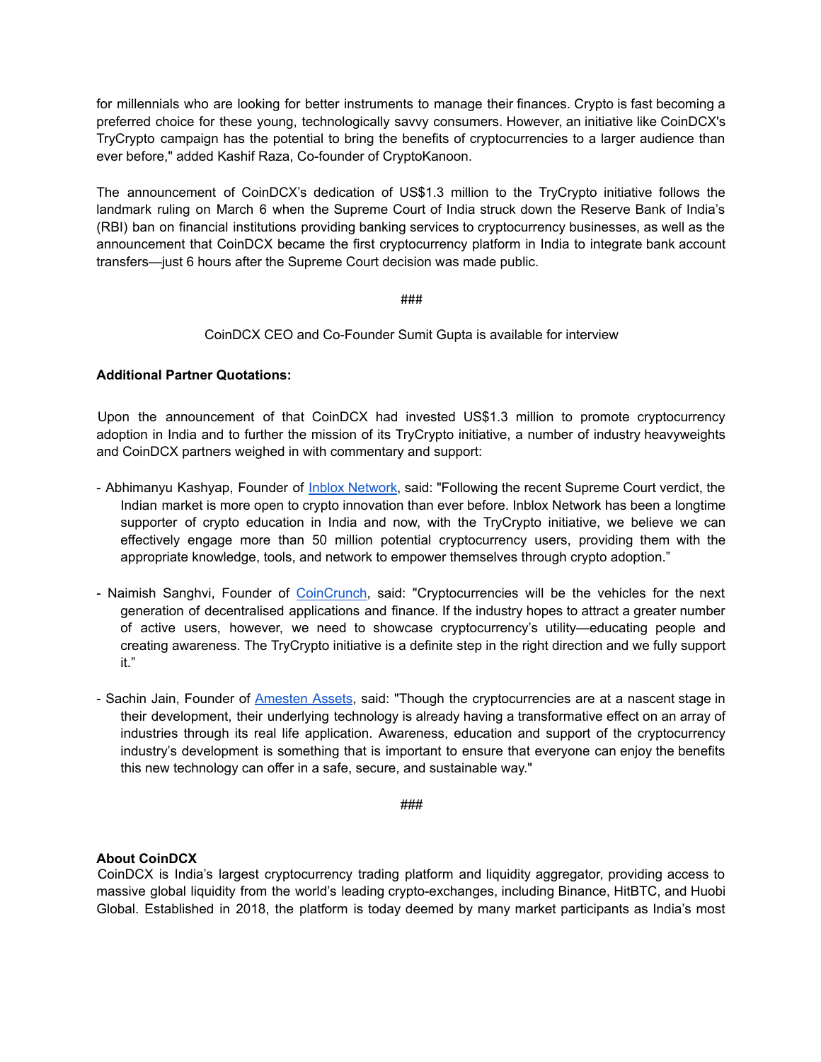for millennials who are looking for better instruments to manage their finances. Crypto is fast becoming a preferred choice for these young, technologically savvy consumers. However, an initiative like CoinDCX's TryCrypto campaign has the potential to bring the benefits of cryptocurrencies to a larger audience than ever before," added Kashif Raza, Co-founder of CryptoKanoon.

The announcement of CoinDCX's dedication of US$1.3 million to the TryCrypto initiative follows the landmark ruling on March 6 when the Supreme Court of India struck down the Reserve Bank of India's (RBI) ban on financial institutions providing banking services to cryptocurrency businesses, as well as the announcement that CoinDCX became the first cryptocurrency platform in India to integrate bank account transfers—just 6 hours after the Supreme Court decision was made public.

###

CoinDCX CEO and Co-Founder Sumit Gupta is available for interview

**Additional Partner Quotations:**

Upon the announcement of that CoinDCX had invested US$1.3 million to promote cryptocurrency adoption in India and to further the mission of its TryCrypto initiative, a number of industry heavyweights and CoinDCX partners weighed in with commentary and support:

- Abhimanyu Kashyap, Founder of [Inblox Network](), said: "Following the recent Supreme Court verdict, the Indian market is more open to crypto innovation than ever before. Inblox Network has been a longtime supporter of crypto education in India and now, with the TryCrypto initiative, we believe we can effectively engage more than 50 million potential cryptocurrency users, providing them with the appropriate knowledge, tools, and network to empower themselves through crypto adoption."

- Naimish Sanghvi, Founder of [CoinCrunch](), said: "Cryptocurrencies will be the vehicles for the next generation of decentralised applications and finance. If the industry hopes to attract a greater number of active users, however, we need to showcase cryptocurrency's utility—educating people and creating awareness. The TryCrypto initiative is a definite step in the right direction and we fully support it."

- Sachin Jain, Founder of [Amesten Assets](), said: "Though the cryptocurrencies are at a nascent stage in their development, their underlying technology is already having a transformative effect on an array of industries through its real life application. Awareness, education and support of the cryptocurrency industry's development is something that is important to ensure that everyone can enjoy the benefits this new technology can offer in a safe, secure, and sustainable way."

###

**About CoinDCX**

CoinDCX is India's largest cryptocurrency trading platform and liquidity aggregator, providing access to massive global liquidity from the world's leading crypto-exchanges, including Binance, HitBTC, and Huobi Global. Established in 2018, the platform is today deemed by many market participants as India's most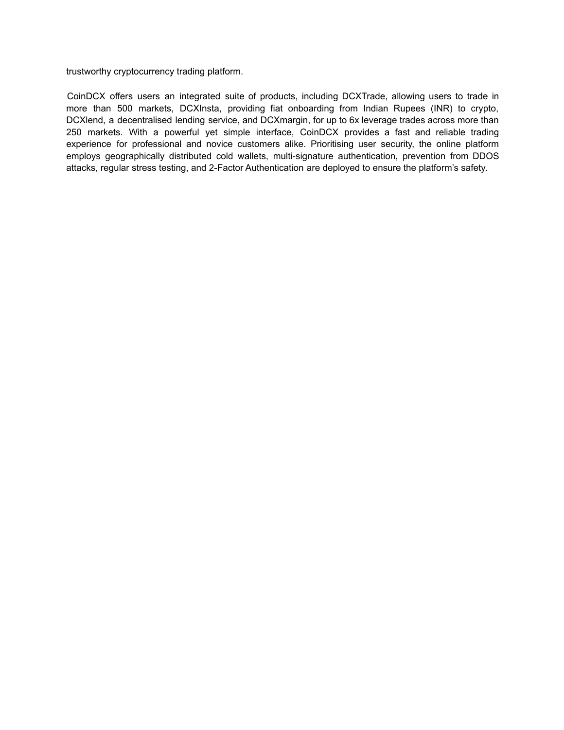trustworthy cryptocurrency trading platform.

CoinDCX offers users an integrated suite of products, including DCXTrade, allowing users to trade in more than 500 markets, DCXInsta, providing fiat onboarding from Indian Rupees (INR) to crypto, DCXlend, a decentralised lending service, and DCXmargin, for up to 6x leverage trades across more than 250 markets. With a powerful yet simple interface, CoinDCX provides a fast and reliable trading experience for professional and novice customers alike. Prioritising user security, the online platform employs geographically distributed cold wallets, multi-signature authentication, prevention from DDOS attacks, regular stress testing, and 2-Factor Authentication are deployed to ensure the platform's safety.